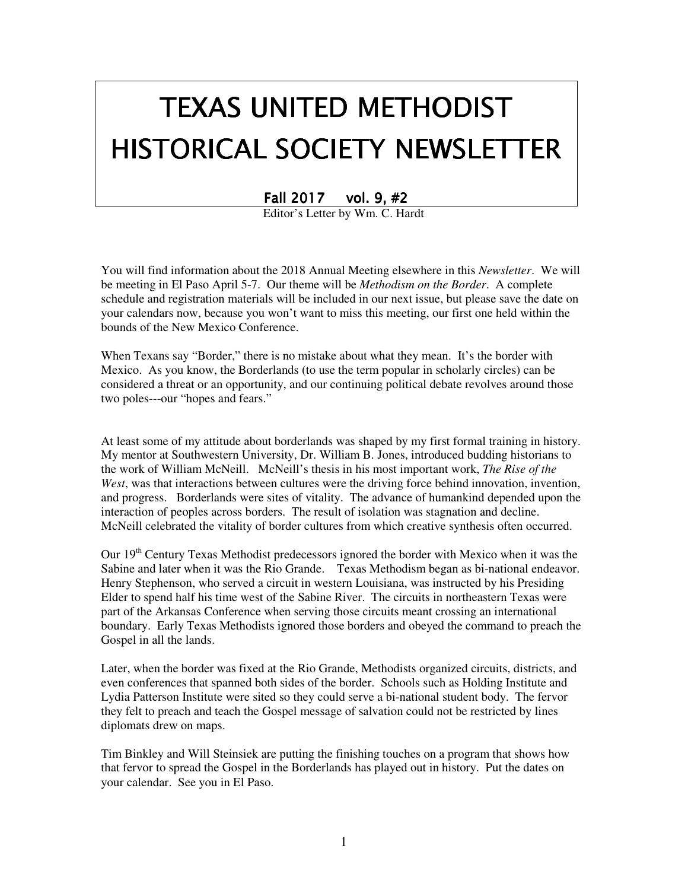# TEXAS UNITED METHODIST HISTORICAL SOCIETY NEWSLETTER

**Fall 2017 vol. 9, #2**

Editor's Letter by Wm. C. Hardt

You will find information about the 2018 Annual Meeting elsewhere in this *Newsletter*. We will be meeting in El Paso April 5-7. Our theme will be *Methodism on the Border*. A complete schedule and registration materials will be included in our next issue, but please save the date on your calendars now, because you won't want to miss this meeting, our first one held within the bounds of the New Mexico Conference.

When Texans say "Border," there is no mistake about what they mean. It's the border with Mexico. As you know, the Borderlands (to use the term popular in scholarly circles) can be considered a threat or an opportunity, and our continuing political debate revolves around those two poles---our "hopes and fears."

At least some of my attitude about borderlands was shaped by my first formal training in history. My mentor at Southwestern University, Dr. William B. Jones, introduced budding historians to the work of William McNeill. McNeill's thesis in his most important work, *The Rise of the West*, was that interactions between cultures were the driving force behind innovation, invention, and progress. Borderlands were sites of vitality. The advance of humankind depended upon the interaction of peoples across borders. The result of isolation was stagnation and decline. McNeill celebrated the vitality of border cultures from which creative synthesis often occurred.

Our 19th Century Texas Methodist predecessors ignored the border with Mexico when it was the Sabine and later when it was the Rio Grande. Texas Methodism began as bi-national endeavor. Henry Stephenson, who served a circuit in western Louisiana, was instructed by his Presiding Elder to spend half his time west of the Sabine River. The circuits in northeastern Texas were part of the Arkansas Conference when serving those circuits meant crossing an international boundary. Early Texas Methodists ignored those borders and obeyed the command to preach the Gospel in all the lands.

Later, when the border was fixed at the Rio Grande, Methodists organized circuits, districts, and even conferences that spanned both sides of the border. Schools such as Holding Institute and Lydia Patterson Institute were sited so they could serve a bi-national student body. The fervor they felt to preach and teach the Gospel message of salvation could not be restricted by lines diplomats drew on maps.

Tim Binkley and Will Steinsiek are putting the finishing touches on a program that shows how that fervor to spread the Gospel in the Borderlands has played out in history. Put the dates on your calendar. See you in El Paso.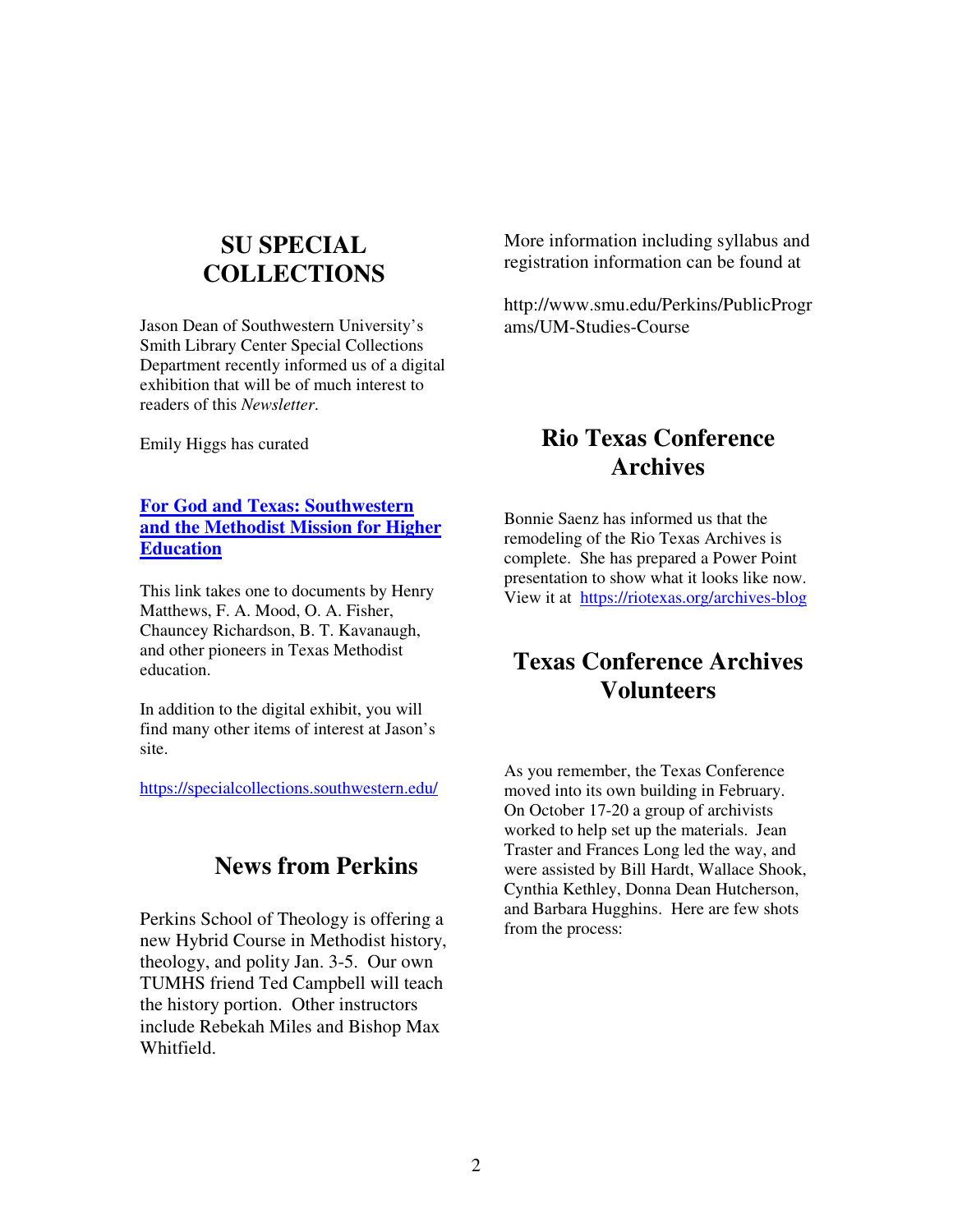## SU SPECIAL COLLECTIONS

Jason Dean of Southwestern University's Smith Library Center Special Collections Department recently informed us of a digital exhibition that will be of much interest to readers of this *Newsletter*.

Emily Higgs has curated

**[For God and Texas: Southwestern and the Methodist Mission for Higher Education]()**

This link takes one to documents by Henry Matthews, F. A. Mood, O. A. Fisher, Chauncey Richardson, B. T. Kavanaugh, and other pioneers in Texas Methodist education.

In addition to the digital exhibit, you will find many other items of interest at Jason's site.

https://specialcollections.southwestern.edu/

## News from Perkins

Perkins School of Theology is offering a new Hybrid Course in Methodist history, theology, and polity Jan. 3-5. Our own TUMHS friend Ted Campbell will teach the history portion. Other instructors include Rebekah Miles and Bishop Max Whitfield.

More information including syllabus and registration information can be found at

http://www.smu.edu/Perkins/PublicPrograms/UM-Studies-Course

## Rio Texas Conference Archives

Bonnie Saenz has informed us that the remodeling of the Rio Texas Archives is complete. She has prepared a Power Point presentation to show what it looks like now. View it at https://riotexas.org/archives-blog

## Texas Conference Archives Volunteers

As you remember, the Texas Conference moved into its own building in February. On October 17-20 a group of archivists worked to help set up the materials. Jean Traster and Frances Long led the way, and were assisted by Bill Hardt, Wallace Shook, Cynthia Kethley, Donna Dean Hutcherson, and Barbara Hugghins. Here are few shots from the process: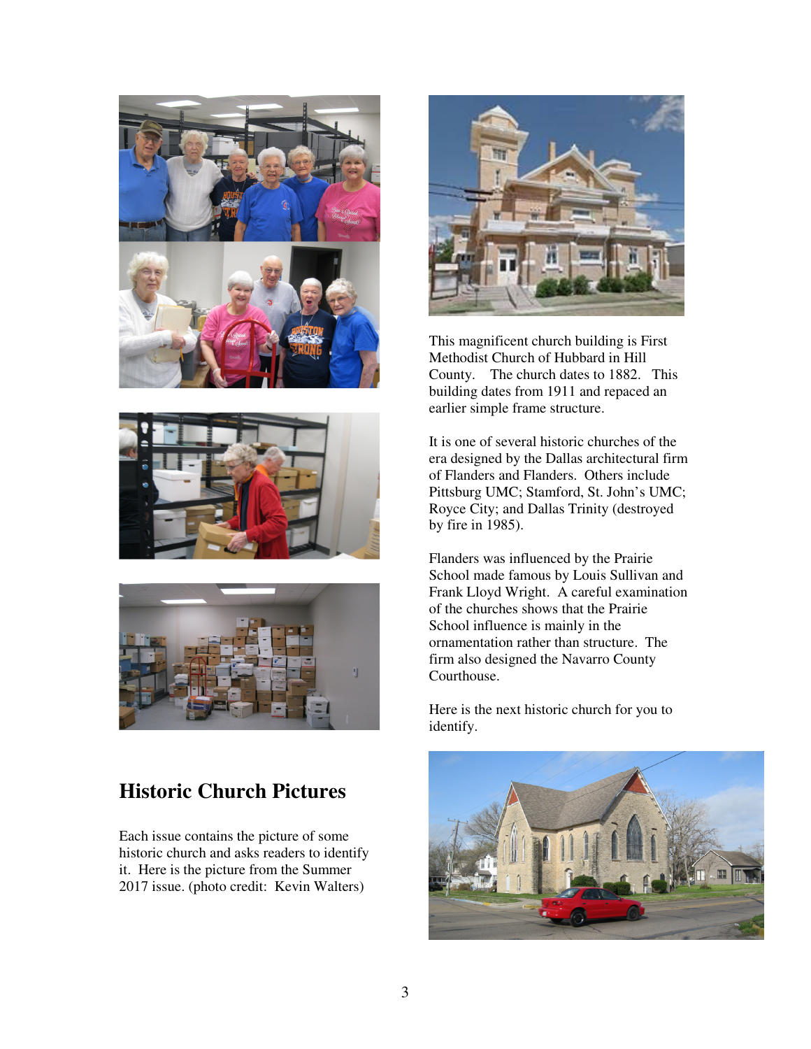## Historic Church Pictures

Each issue contains the picture of some historic church and asks readers to identify it. Here is the picture from the Summer 2017 issue. (photo credit: Kevin Walters)

This magnificent church building is First Methodist Church of Hubbard in Hill County. The church dates to 1882. This building dates from 1911 and repaced an earlier simple frame structure.

It is one of several historic churches of the era designed by the Dallas architectural firm of Flanders and Flanders. Others include Pittsburg UMC; Stamford, St. John's UMC; Royce City; and Dallas Trinity (destroyed by fire in 1985).

Flanders was influenced by the Prairie School made famous by Louis Sullivan and Frank Lloyd Wright. A careful examination of the churches shows that the Prairie School influence is mainly in the ornamentation rather than structure. The firm also designed the Navarro County Courthouse.

Here is the next historic church for you to identify.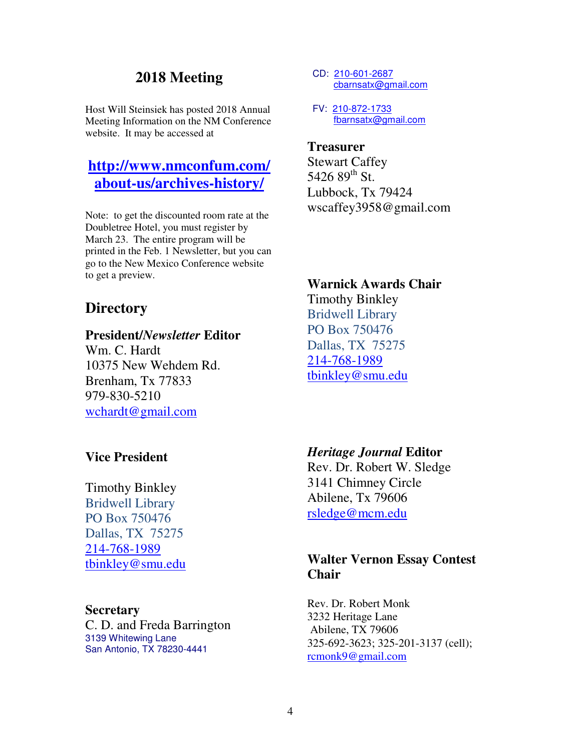## 2018 Meeting

Host Will Steinsiek has posted 2018 Annual Meeting Information on the NM Conference website. It may be accessed at

### http://www.nmconfum.com/about-us/archives-history/

Note: to get the discounted room rate at the Doubletree Hotel, you must register by March 23. The entire program will be printed in the Feb. 1 Newsletter, but you can go to the New Mexico Conference website to get a preview.

## Directory

**President/*Newsletter* Editor**
Wm. C. Hardt
10375 New Wehdem Rd.
Brenham, Tx 77833
979-830-5210
wchardt@gmail.com

**Vice President**

Timothy Binkley
Bridwell Library
PO Box 750476
Dallas, TX 75275
214-768-1989
tbinkley@smu.edu

**Secretary**
C. D. and Freda Barrington
3139 Whitewing Lane
San Antonio, TX 78230-4441

CD: 210-601-2687
cbarnsatx@gmail.com

FV: 210-872-1733
fbarnsatx@gmail.com

**Treasurer**
Stewart Caffey
5426 89th St.
Lubbock, Tx 79424
wscaffey3958@gmail.com

**Warnick Awards Chair**
Timothy Binkley
Bridwell Library
PO Box 750476
Dallas, TX 75275
214-768-1989
tbinkley@smu.edu

***Heritage Journal* Editor**
Rev. Dr. Robert W. Sledge
3141 Chimney Circle
Abilene, Tx 79606
rsledge@mcm.edu

**Walter Vernon Essay Contest Chair**

Rev. Dr. Robert Monk
3232 Heritage Lane
Abilene, TX 79606
325-692-3623; 325-201-3137 (cell);
rcmonk9@gmail.com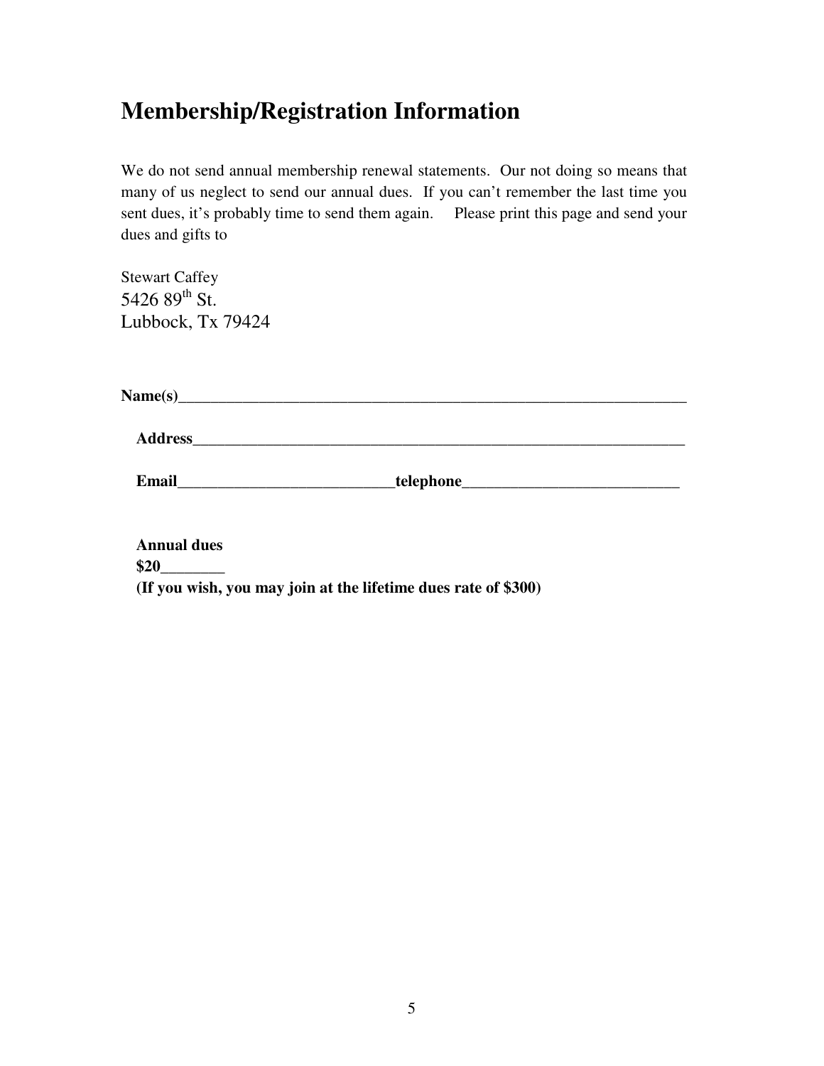# Membership/Registration Information

We do not send annual membership renewal statements. Our not doing so means that many of us neglect to send our annual dues. If you can't remember the last time you sent dues, it's probably time to send them again. Please print this page and send your dues and gifts to

Stewart Caffey
5426 89th St.
Lubbock, Tx 79424

**Name(s)_________________________________________________________________**

**Address_______________________________________________________________**

**Email___________________________telephone___________________________**

**Annual dues**
**$20________**
**(If you wish, you may join at the lifetime dues rate of $300)**